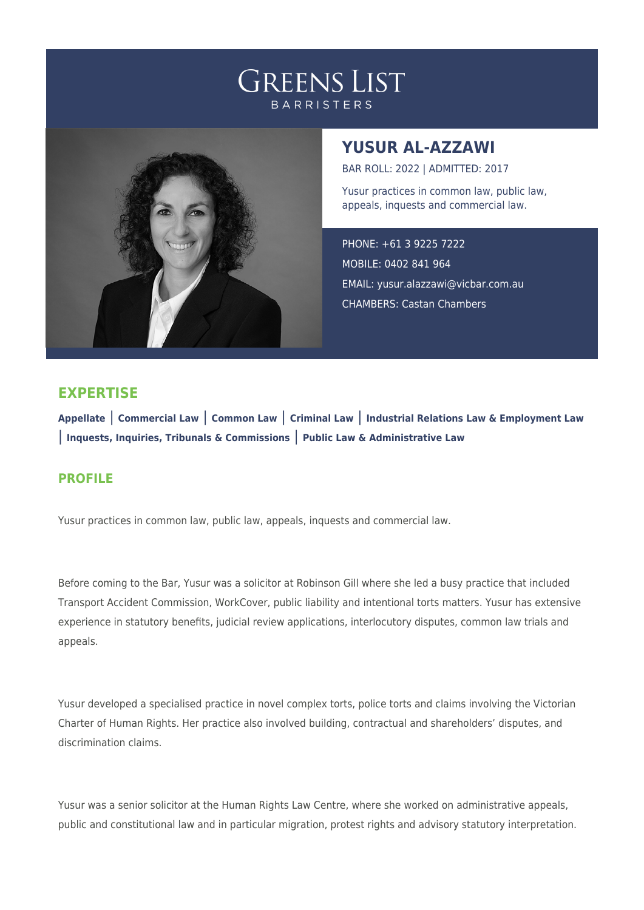# GREENS LIST

BARRISTERS

## YUSUR AL-AZZAWI

BAR ROLL: 2022 | ADMITTED: 2017

Yusur practices in common law, public law, appeals, inquests and commercial law.

PHONE: +61 3 9225 7222

MOBILE: 0402 841 964

EMAIL: yusur.alazzawi@vicbar.com.au

CHAMBERS: Castan Chambers

## EXPERTISE

**Appellate** | **Commercial Law** | **Common Law** | **Criminal Law** | **Industrial Relations Law & Employment Law** | **Inquests, Inquiries, Tribunals & Commissions** | **Public Law & Administrative Law**

## PROFILE

Yusur practices in common law, public law, appeals, inquests and commercial law.

Before coming to the Bar, Yusur was a solicitor at Robinson Gill where she led a busy practice that included Transport Accident Commission, WorkCover, public liability and intentional torts matters. Yusur has extensive experience in statutory benefits, judicial review applications, interlocutory disputes, common law trials and appeals.

Yusur developed a specialised practice in novel complex torts, police torts and claims involving the Victorian Charter of Human Rights. Her practice also involved building, contractual and shareholders' disputes, and discrimination claims.

Yusur was a senior solicitor at the Human Rights Law Centre, where she worked on administrative appeals, public and constitutional law and in particular migration, protest rights and advisory statutory interpretation.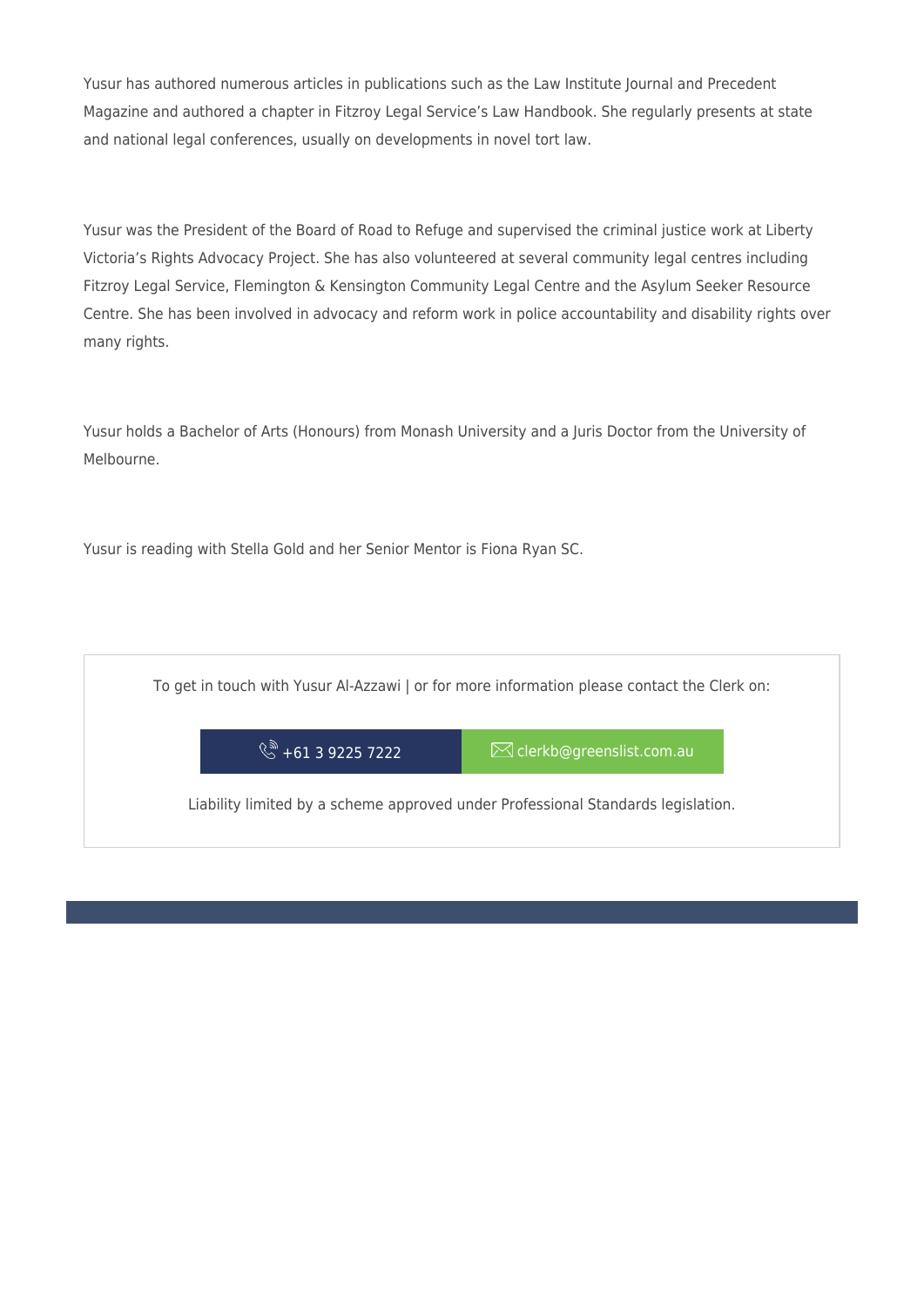Yusur has authored numerous articles in publications such as the Law Institute Journal and Precedent Magazine and authored a chapter in Fitzroy Legal Service's Law Handbook. She regularly presents at state and national legal conferences, usually on developments in novel tort law.

Yusur was the President of the Board of Road to Refuge and supervised the criminal justice work at Liberty Victoria's Rights Advocacy Project. She has also volunteered at several community legal centres including Fitzroy Legal Service, Flemington & Kensington Community Legal Centre and the Asylum Seeker Resource Centre. She has been involved in advocacy and reform work in police accountability and disability rights over many rights.

Yusur holds a Bachelor of Arts (Honours) from Monash University and a Juris Doctor from the University of Melbourne.

Yusur is reading with Stella Gold and her Senior Mentor is Fiona Ryan SC.

To get in touch with Yusur Al-Azzawi | or for more information please contact the Clerk on:

+61 3 9225 7222

clerkb@greenslist.com.au

Liability limited by a scheme approved under Professional Standards legislation.